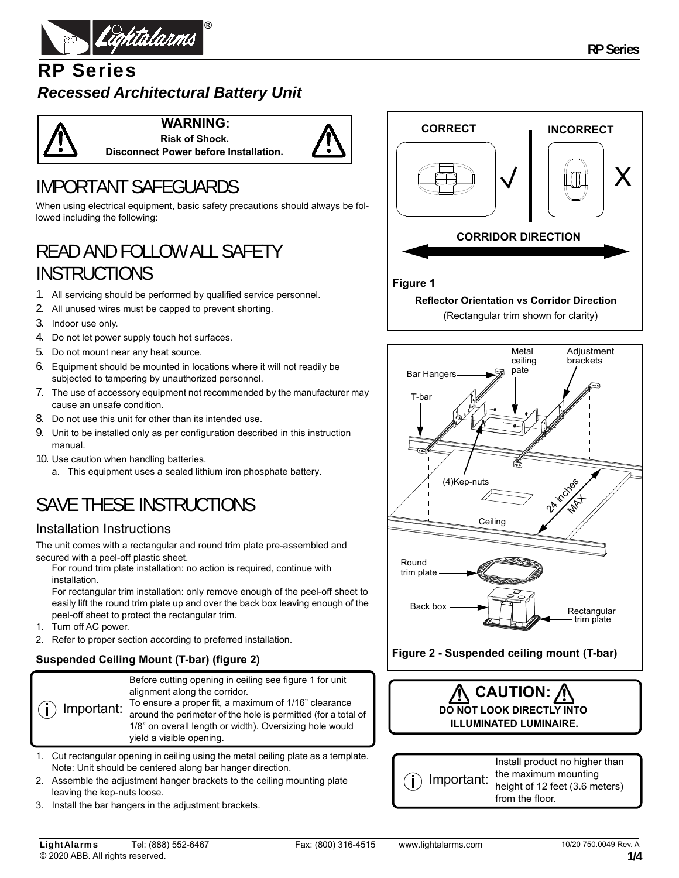# RP Series

## *Recessed Architectural Battery Unit*

**WARNING:**
**Risk of Shock.**
**Disconnect Power before Installation.**

# IMPORTANT SAFEGUARDS

When using electrical equipment, basic safety precautions should always be followed including the following:

# READ AND FOLLOW ALL SAFETY INSTRUCTIONS

1. All servicing should be performed by qualified service personnel.
2. All unused wires must be capped to prevent shorting.
3. Indoor use only.
4. Do not let power supply touch hot surfaces.
5. Do not mount near any heat source.
6. Equipment should be mounted in locations where it will not readily be subjected to tampering by unauthorized personnel.
7. The use of accessory equipment not recommended by the manufacturer may cause an unsafe condition.
8. Do not use this unit for other than its intended use.
9. Unit to be installed only as per configuration described in this instruction manual.
10. Use caution when handling batteries.
    a. This equipment uses a sealed lithium iron phosphate battery.

# SAVE THESE INSTRUCTIONS

## Installation Instructions

The unit comes with a rectangular and round trim plate pre-assembled and secured with a peel-off plastic sheet.

For round trim plate installation: no action is required, continue with installation.

For rectangular trim installation: only remove enough of the peel-off sheet to easily lift the round trim plate up and over the back box leaving enough of the peel-off sheet to protect the rectangular trim.

1. Turn off AC power.
2. Refer to proper section according to preferred installation.

### Suspended Ceiling Mount (T-bar) (figure 2)

| Important: | Before cutting opening in ceiling see figure 1 for unit alignment along the corridor. To ensure a proper fit, a maximum of 1/16" clearance around the perimeter of the hole is permitted (for a total of 1/8" on overall length or width). Oversizing hole would yield a visible opening. |
|---|---|

1. Cut rectangular opening in ceiling using the metal ceiling plate as a template. Note: Unit should be centered along bar hanger direction.
2. Assemble the adjustment hanger brackets to the ceiling mounting plate leaving the kep-nuts loose.
3. Install the bar hangers in the adjustment brackets.

CORRECT √ | INCORRECT X

CORRIDOR DIRECTION

**Figure 1**

**Reflector Orientation vs Corridor Direction**

(Rectangular trim shown for clarity)

Bar Hangers, Metal ceiling pate, Adjustment brackets, T-bar, (4)Kep-nuts, 24 inches MAX, Ceiling, Round trim plate, Back box, Rectangular trim plate

**Figure 2 - Suspended ceiling mount (T-bar)**

**CAUTION:**
**DO NOT LOOK DIRECTLY INTO ILLUMINATED LUMINAIRE.**

| Important: | Install product no higher than the maximum mounting height of 12 feet (3.6 meters) from the floor. |
|---|---|

**LightAlarms** Tel: (888) 552-6467 Fax: (800) 316-4515 www.lightalarms.com 10/20 750.0049 Rev. A
© 2020 ABB. All rights reserved.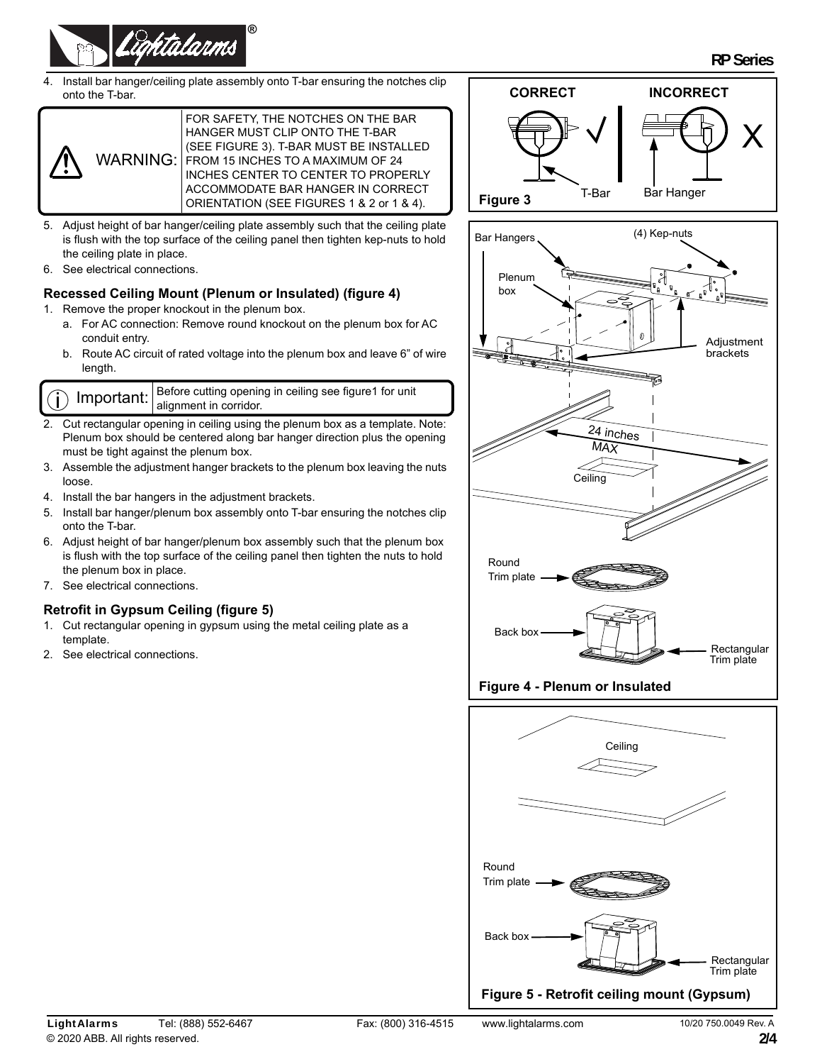4. Install bar hanger/ceiling plate assembly onto T-bar ensuring the notches clip onto the T-bar.

> ⚠ WARNING: FOR SAFETY, THE NOTCHES ON THE BAR HANGER MUST CLIP ONTO THE T-BAR (SEE FIGURE 3). T-BAR MUST BE INSTALLED FROM 15 INCHES TO A MAXIMUM OF 24 INCHES CENTER TO CENTER TO PROPERLY ACCOMMODATE BAR HANGER IN CORRECT ORIENTATION (SEE FIGURES 1 & 2 or 1 & 4).

5. Adjust height of bar hanger/ceiling plate assembly such that the ceiling plate is flush with the top surface of the ceiling panel then tighten kep-nuts to hold the ceiling plate in place.
6. See electrical connections.

### Recessed Ceiling Mount (Plenum or Insulated) (figure 4)

1. Remove the proper knockout in the plenum box.
   a. For AC connection: Remove round knockout on the plenum box for AC conduit entry.
   b. Route AC circuit of rated voltage into the plenum box and leave 6" of wire length.

> ⓘ Important: Before cutting opening in ceiling see figure1 for unit alignment in corridor.

2. Cut rectangular opening in ceiling using the plenum box as a template. Note: Plenum box should be centered along bar hanger direction plus the opening must be tight against the plenum box.
3. Assemble the adjustment hanger brackets to the plenum box leaving the nuts loose.
4. Install the bar hangers in the adjustment brackets.
5. Install bar hanger/plenum box assembly onto T-bar ensuring the notches clip onto the T-bar.
6. Adjust height of bar hanger/plenum box assembly such that the plenum box is flush with the top surface of the ceiling panel then tighten the nuts to hold the plenum box in place.
7. See electrical connections.

### Retrofit in Gypsum Ceiling (figure 5)

1. Cut rectangular opening in gypsum using the metal ceiling plate as a template.
2. See electrical connections.

CORRECT | INCORRECT

T-Bar | Bar Hanger

**Figure 3**

Bar Hangers, (4) Kep-nuts, Plenum box, Adjustment brackets, 24 inches MAX, Ceiling, Round Trim plate, Back box, Rectangular Trim plate

**Figure 4 - Plenum or Insulated**

Ceiling, Round Trim plate, Back box, Rectangular Trim plate

**Figure 5 - Retrofit ceiling mount (Gypsum)**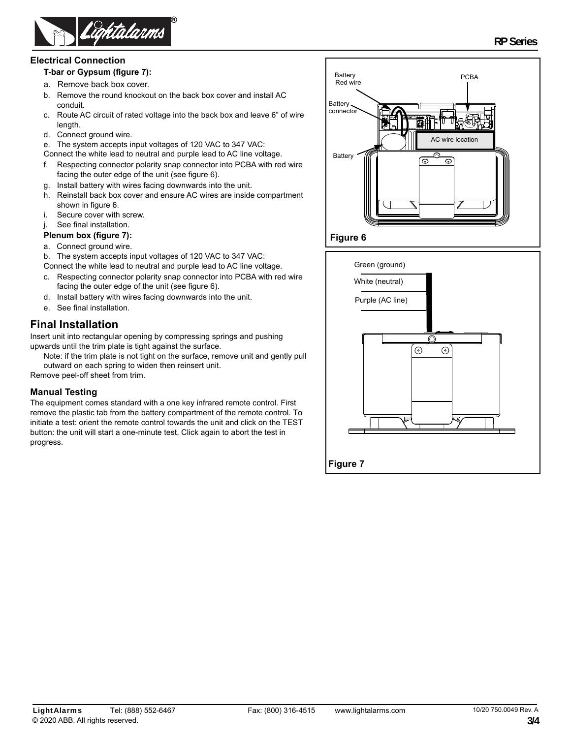## Electrical Connection

**T-bar or Gypsum (figure 7):**

a. Remove back box cover.
b. Remove the round knockout on the back box cover and install AC conduit.
c. Route AC circuit of rated voltage into the back box and leave 6” of wire length.
d. Connect ground wire.
e. The system accepts input voltages of 120 VAC to 347 VAC:
Connect the white lead to neutral and purple lead to AC line voltage.
f. Respecting connector polarity snap connector into PCBA with red wire facing the outer edge of the unit (see figure 6).
g. Install battery with wires facing downwards into the unit.
h. Reinstall back box cover and ensure AC wires are inside compartment shown in figure 6.
i. Secure cover with screw.
j. See final installation.

**Plenum box (figure 7):**

a. Connect ground wire.
b. The system accepts input voltages of 120 VAC to 347 VAC:
Connect the white lead to neutral and purple lead to AC line voltage.
c. Respecting connector polarity snap connector into PCBA with red wire facing the outer edge of the unit (see figure 6).
d. Install battery with wires facing downwards into the unit.
e. See final installation.

## Final Installation

Insert unit into rectangular opening by compressing springs and pushing upwards until the trim plate is tight against the surface.

Note: if the trim plate is not tight on the surface, remove unit and gently pull outward on each spring to widen then reinsert unit.

Remove peel-off sheet from trim.

### Manual Testing

The equipment comes standard with a one key infrared remote control. First remove the plastic tab from the battery compartment of the remote control. To initiate a test: orient the remote control towards the unit and click on the TEST button: the unit will start a one-minute test. Click again to abort the test in progress.

Battery Red wire
PCBA
Battery connector
AC wire location
Battery

**Figure 6**

Green (ground)
White (neutral)
Purple (AC line)

**Figure 7**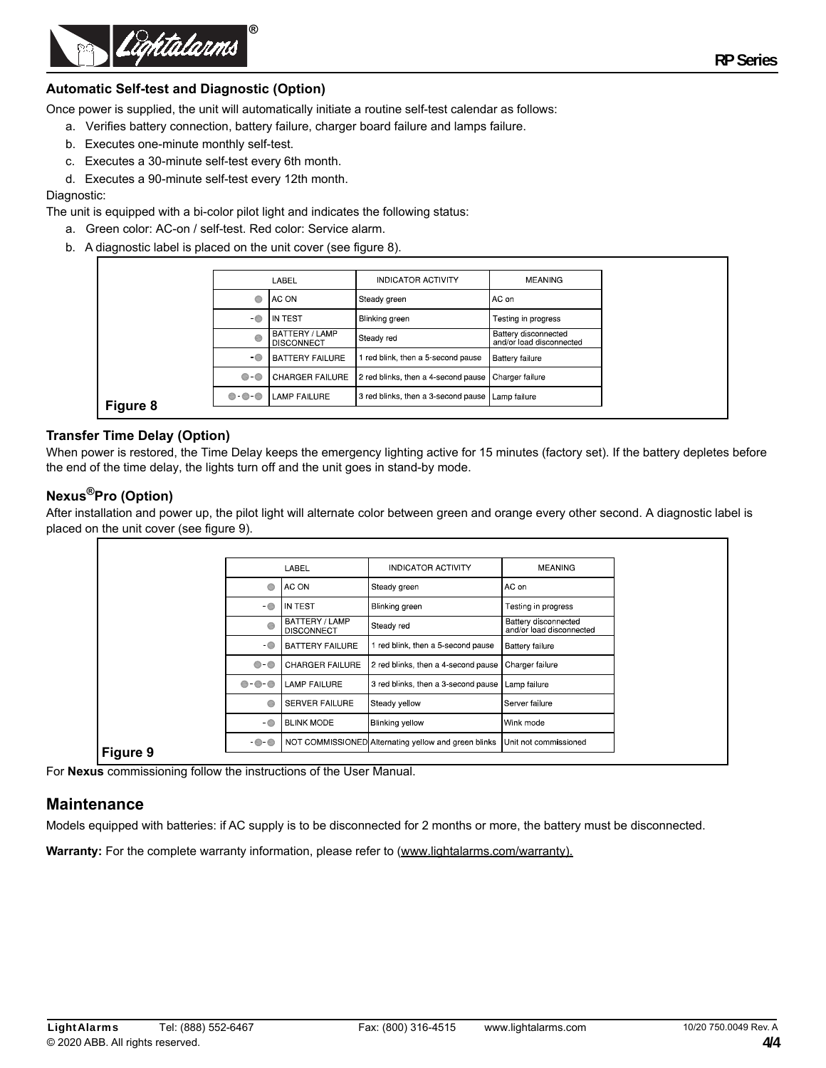### Automatic Self-test and Diagnostic (Option)

Once power is supplied, the unit will automatically initiate a routine self-test calendar as follows:

a. Verifies battery connection, battery failure, charger board failure and lamps failure.
b. Executes one-minute monthly self-test.
c. Executes a 30-minute self-test every 6th month.
d. Executes a 90-minute self-test every 12th month.

Diagnostic:

The unit is equipped with a bi-color pilot light and indicates the following status:

a. Green color: AC-on / self-test. Red color: Service alarm.
b. A diagnostic label is placed on the unit cover (see figure 8).

| LABEL | | INDICATOR ACTIVITY | MEANING |
|---|---|---|---|
| ● | AC ON | Steady green | AC on |
| -● | IN TEST | Blinking green | Testing in progress |
| ● | BATTERY / LAMP DISCONNECT | Steady red | Battery disconnected and/or load disconnected |
| -● | BATTERY FAILURE | 1 red blink, then a 5-second pause | Battery failure |
| ●-● | CHARGER FAILURE | 2 red blinks, then a 4-second pause | Charger failure |
| ●-●-● | LAMP FAILURE | 3 red blinks, then a 3-second pause | Lamp failure |

Figure 8

### Transfer Time Delay (Option)

When power is restored, the Time Delay keeps the emergency lighting active for 15 minutes (factory set). If the battery depletes before the end of the time delay, the lights turn off and the unit goes in stand-by mode.

### Nexus® Pro (Option)

After installation and power up, the pilot light will alternate color between green and orange every other second. A diagnostic label is placed on the unit cover (see figure 9).

| LABEL | | INDICATOR ACTIVITY | MEANING |
|---|---|---|---|
| ● | AC ON | Steady green | AC on |
| -● | IN TEST | Blinking green | Testing in progress |
| ● | BATTERY / LAMP DISCONNECT | Steady red | Battery disconnected and/or load disconnected |
| -● | BATTERY FAILURE | 1 red blink, then a 5-second pause | Battery failure |
| ●-● | CHARGER FAILURE | 2 red blinks, then a 4-second pause | Charger failure |
| ●-●-● | LAMP FAILURE | 3 red blinks, then a 3-second pause | Lamp failure |
| ● | SERVER FAILURE | Steady yellow | Server failure |
| -● | BLINK MODE | Blinking yellow | Wink mode |
| -●-● | NOT COMMISSIONED | Alternating yellow and green blinks | Unit not commissioned |

Figure 9

For **Nexus** commissioning follow the instructions of the User Manual.

## Maintenance

Models equipped with batteries: if AC supply is to be disconnected for 2 months or more, the battery must be disconnected.

**Warranty:** For the complete warranty information, please refer to (www.lightalarms.com/warranty).